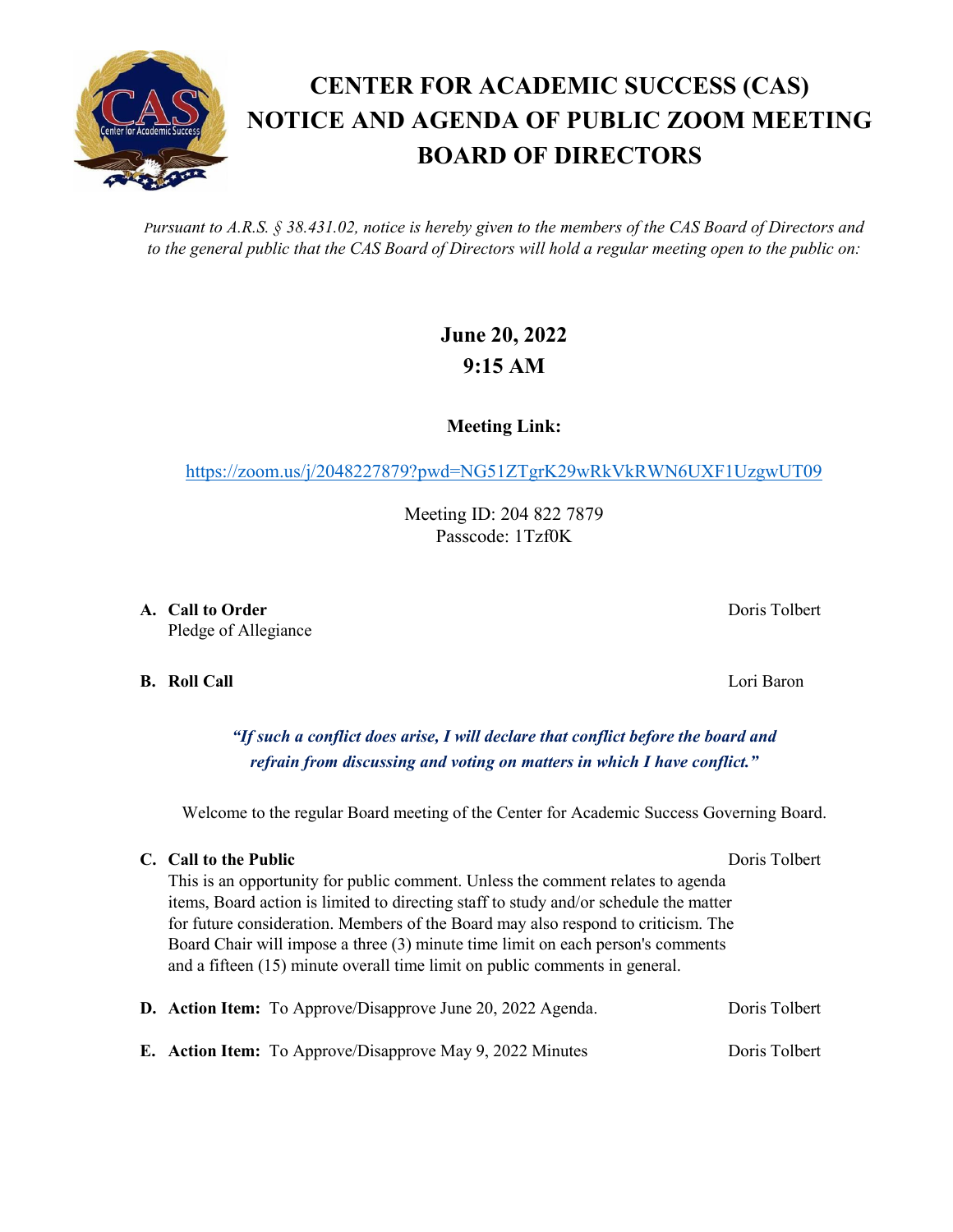# CENTER FOR ACADEMIC SUCCESS (CAS) NOTICE AND AGENDA OF PUBLIC ZOOM MEETING BOARD OF DIRECTORS

*Pursuant to A.R.S. § 38.431.02, notice is hereby given to the members of the CAS Board of Directors and to the general public that the CAS Board of Directors will hold a regular meeting open to the public on:*

**June 20, 2022**
**9:15 AM**

**Meeting Link:**

https://zoom.us/j/2048227879?pwd=NG51ZTgrK29wRkVkRWN6UXF1UzgwUT09

Meeting ID: 204 822 7879
Passcode: 1Tzf0K

**A. Call to Order** — Doris Tolbert
Pledge of Allegiance

**B. Roll Call** — Lori Baron

***"If such a conflict does arise, I will declare that conflict before the board and refrain from discussing and voting on matters in which I have conflict."***

Welcome to the regular Board meeting of the Center for Academic Success Governing Board.

**C. Call to the Public** — Doris Tolbert
This is an opportunity for public comment. Unless the comment relates to agenda items, Board action is limited to directing staff to study and/or schedule the matter for future consideration. Members of the Board may also respond to criticism. The Board Chair will impose a three (3) minute time limit on each person's comments and a fifteen (15) minute overall time limit on public comments in general.

**D. Action Item:** To Approve/Disapprove June 20, 2022 Agenda. — Doris Tolbert

**E. Action Item:** To Approve/Disapprove May 9, 2022 Minutes — Doris Tolbert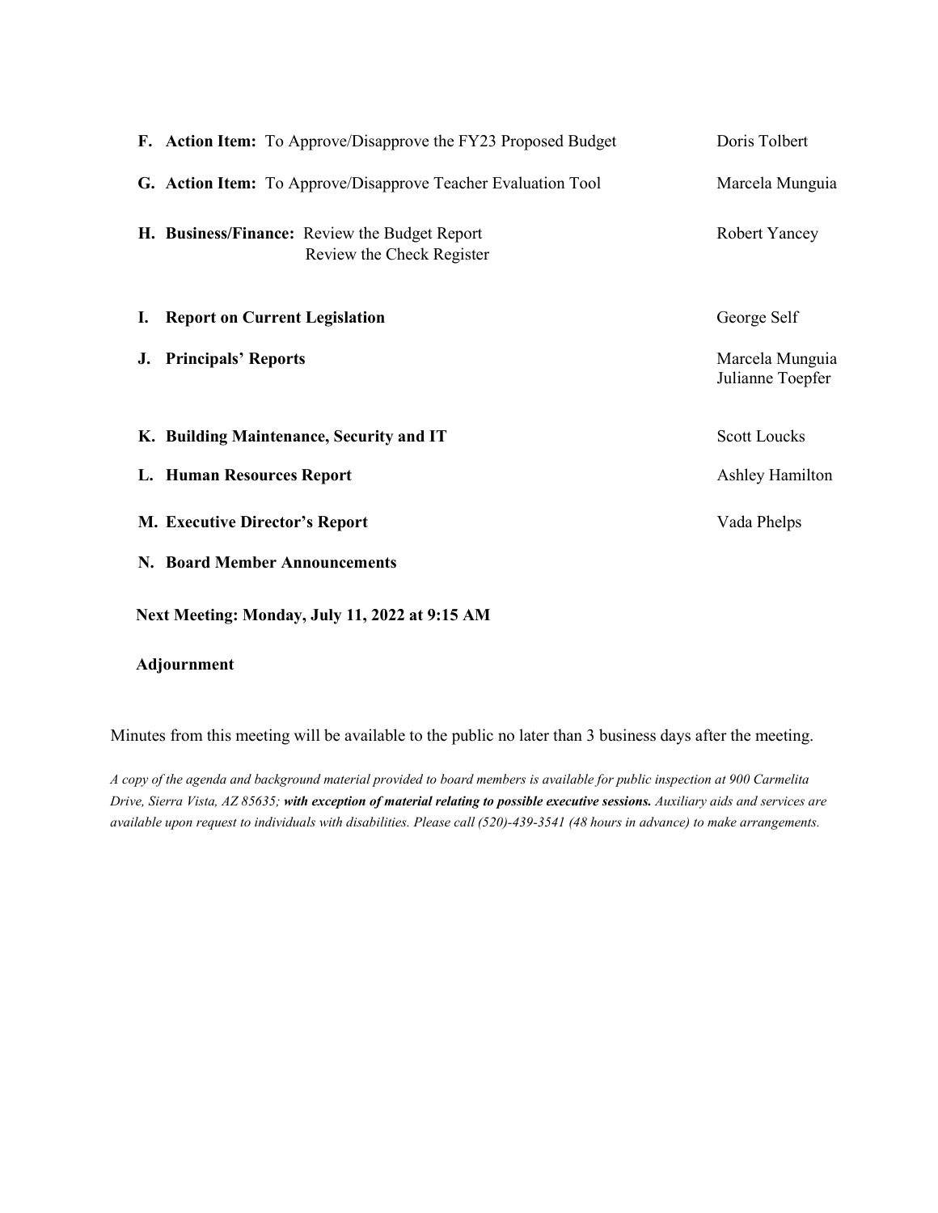**F. Action Item:** To Approve/Disapprove the FY23 Proposed Budget — Doris Tolbert

**G. Action Item:** To Approve/Disapprove Teacher Evaluation Tool — Marcela Munguia

**H. Business/Finance:** Review the Budget Report
Review the Check Register — Robert Yancey

**I. Report on Current Legislation** — George Self

**J. Principals' Reports** — Marcela Munguia, Julianne Toepfer

**K. Building Maintenance, Security and IT** — Scott Loucks

**L. Human Resources Report** — Ashley Hamilton

**M. Executive Director's Report** — Vada Phelps

**N. Board Member Announcements**

**Next Meeting: Monday, July 11, 2022 at 9:15 AM**

**Adjournment**

Minutes from this meeting will be available to the public no later than 3 business days after the meeting.

*A copy of the agenda and background material provided to board members is available for public inspection at 900 Carmelita Drive, Sierra Vista, AZ 85635;* ***with exception of material relating to possible executive sessions.*** *Auxiliary aids and services are available upon request to individuals with disabilities. Please call (520)-439-3541 (48 hours in advance) to make arrangements.*